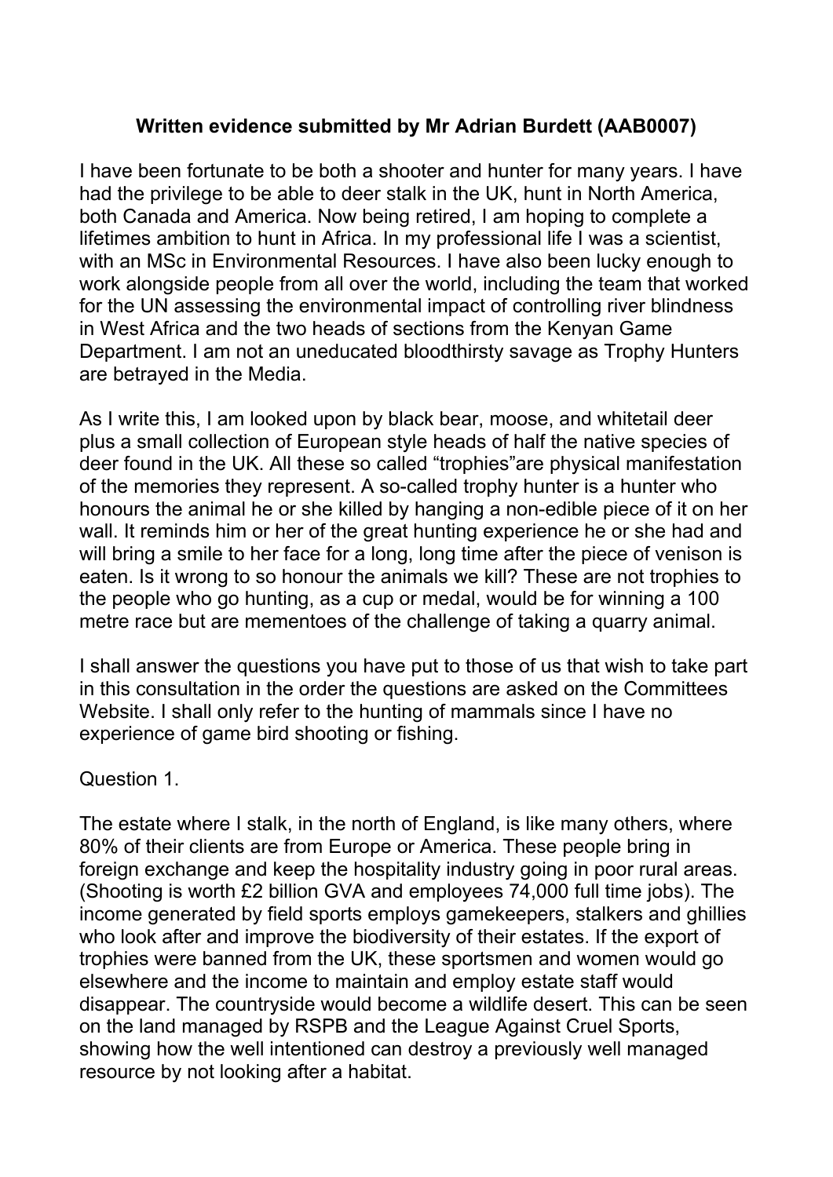**Written evidence submitted by Mr Adrian Burdett (AAB0007)**

I have been fortunate to be both a shooter and hunter for many years. I have had the privilege to be able to deer stalk in the UK, hunt in North America, both Canada and America. Now being retired, I am hoping to complete a lifetimes ambition to hunt in Africa. In my professional life I was a scientist, with an MSc in Environmental Resources. I have also been lucky enough to work alongside people from all over the world, including the team that worked for the UN assessing the environmental impact of controlling river blindness in West Africa and the two heads of sections from the Kenyan Game Department. I am not an uneducated bloodthirsty savage as Trophy Hunters are betrayed in the Media.

As I write this, I am looked upon by black bear, moose, and whitetail deer plus a small collection of European style heads of half the native species of deer found in the UK. All these so called "trophies"are physical manifestation of the memories they represent. A so-called trophy hunter is a hunter who honours the animal he or she killed by hanging a non-edible piece of it on her wall. It reminds him or her of the great hunting experience he or she had and will bring a smile to her face for a long, long time after the piece of venison is eaten. Is it wrong to so honour the animals we kill? These are not trophies to the people who go hunting, as a cup or medal, would be for winning a 100 metre race but are mementoes of the challenge of taking a quarry animal.

I shall answer the questions you have put to those of us that wish to take part in this consultation in the order the questions are asked on the Committees Website. I shall only refer to the hunting of mammals since I have no experience of game bird shooting or fishing.

Question 1.

The estate where I stalk, in the north of England, is like many others, where 80% of their clients are from Europe or America. These people bring in foreign exchange and keep the hospitality industry going in poor rural areas. (Shooting is worth £2 billion GVA and employees 74,000 full time jobs). The income generated by field sports employs gamekeepers, stalkers and ghillies who look after and improve the biodiversity of their estates. If the export of trophies were banned from the UK, these sportsmen and women would go elsewhere and the income to maintain and employ estate staff would disappear. The countryside would become a wildlife desert. This can be seen on the land managed by RSPB and the League Against Cruel Sports, showing how the well intentioned can destroy a previously well managed resource by not looking after a habitat.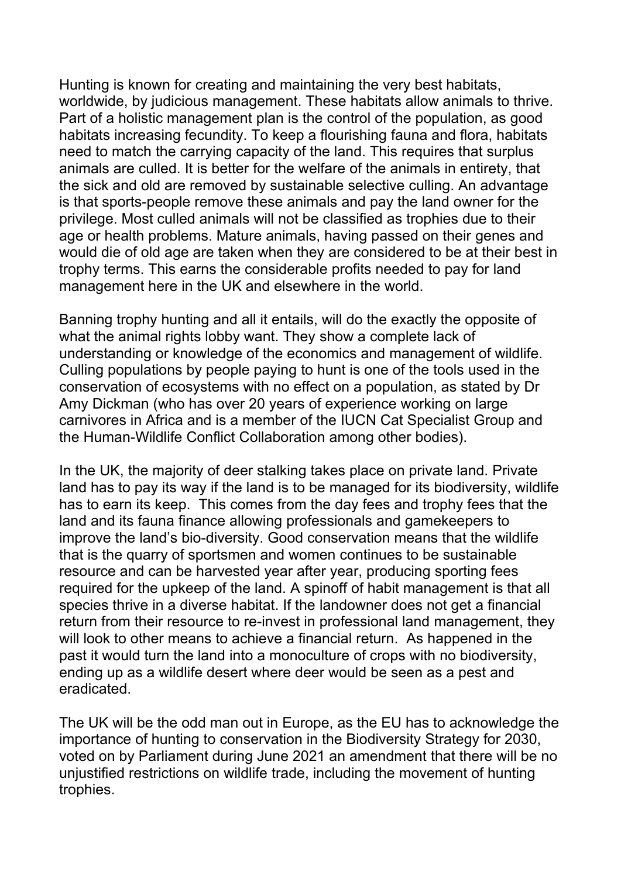Hunting is known for creating and maintaining the very best habitats, worldwide, by judicious management. These habitats allow animals to thrive. Part of a holistic management plan is the control of the population, as good habitats increasing fecundity. To keep a flourishing fauna and flora, habitats need to match the carrying capacity of the land. This requires that surplus animals are culled. It is better for the welfare of the animals in entirety, that the sick and old are removed by sustainable selective culling. An advantage is that sports-people remove these animals and pay the land owner for the privilege. Most culled animals will not be classified as trophies due to their age or health problems. Mature animals, having passed on their genes and would die of old age are taken when they are considered to be at their best in trophy terms. This earns the considerable profits needed to pay for land management here in the UK and elsewhere in the world.

Banning trophy hunting and all it entails, will do the exactly the opposite of what the animal rights lobby want. They show a complete lack of understanding or knowledge of the economics and management of wildlife. Culling populations by people paying to hunt is one of the tools used in the conservation of ecosystems with no effect on a population, as stated by Dr Amy Dickman (who has over 20 years of experience working on large carnivores in Africa and is a member of the IUCN Cat Specialist Group and the Human-Wildlife Conflict Collaboration among other bodies).

In the UK, the majority of deer stalking takes place on private land. Private land has to pay its way if the land is to be managed for its biodiversity, wildlife has to earn its keep. This comes from the day fees and trophy fees that the land and its fauna finance allowing professionals and gamekeepers to improve the land's bio-diversity. Good conservation means that the wildlife that is the quarry of sportsmen and women continues to be sustainable resource and can be harvested year after year, producing sporting fees required for the upkeep of the land. A spinoff of habit management is that all species thrive in a diverse habitat. If the landowner does not get a financial return from their resource to re-invest in professional land management, they will look to other means to achieve a financial return. As happened in the past it would turn the land into a monoculture of crops with no biodiversity, ending up as a wildlife desert where deer would be seen as a pest and eradicated.

The UK will be the odd man out in Europe, as the EU has to acknowledge the importance of hunting to conservation in the Biodiversity Strategy for 2030, voted on by Parliament during June 2021 an amendment that there will be no unjustified restrictions on wildlife trade, including the movement of hunting trophies.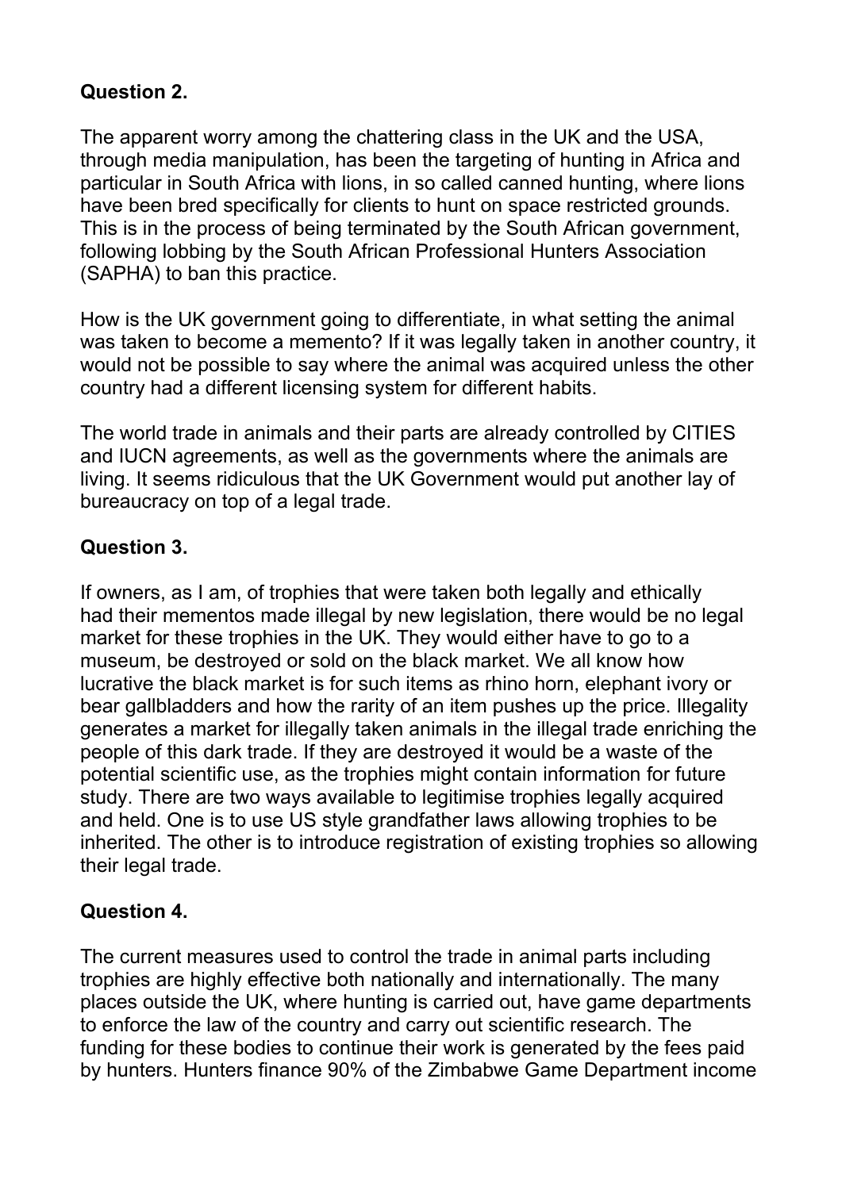**Question 2.**

The apparent worry among the chattering class in the UK and the USA, through media manipulation, has been the targeting of hunting in Africa and particular in South Africa with lions, in so called canned hunting, where lions have been bred specifically for clients to hunt on space restricted grounds. This is in the process of being terminated by the South African government, following lobbing by the South African Professional Hunters Association (SAPHA) to ban this practice.

How is the UK government going to differentiate, in what setting the animal was taken to become a memento? If it was legally taken in another country, it would not be possible to say where the animal was acquired unless the other country had a different licensing system for different habits.

The world trade in animals and their parts are already controlled by CITIES and IUCN agreements, as well as the governments where the animals are living. It seems ridiculous that the UK Government would put another lay of bureaucracy on top of a legal trade.

**Question 3.**

If owners, as I am, of trophies that were taken both legally and ethically had their mementos made illegal by new legislation, there would be no legal market for these trophies in the UK. They would either have to go to a museum, be destroyed or sold on the black market. We all know how lucrative the black market is for such items as rhino horn, elephant ivory or bear gallbladders and how the rarity of an item pushes up the price. Illegality generates a market for illegally taken animals in the illegal trade enriching the people of this dark trade. If they are destroyed it would be a waste of the potential scientific use, as the trophies might contain information for future study. There are two ways available to legitimise trophies legally acquired and held. One is to use US style grandfather laws allowing trophies to be inherited. The other is to introduce registration of existing trophies so allowing their legal trade.

**Question 4.**

The current measures used to control the trade in animal parts including trophies are highly effective both nationally and internationally. The many places outside the UK, where hunting is carried out, have game departments to enforce the law of the country and carry out scientific research. The funding for these bodies to continue their work is generated by the fees paid by hunters. Hunters finance 90% of the Zimbabwe Game Department income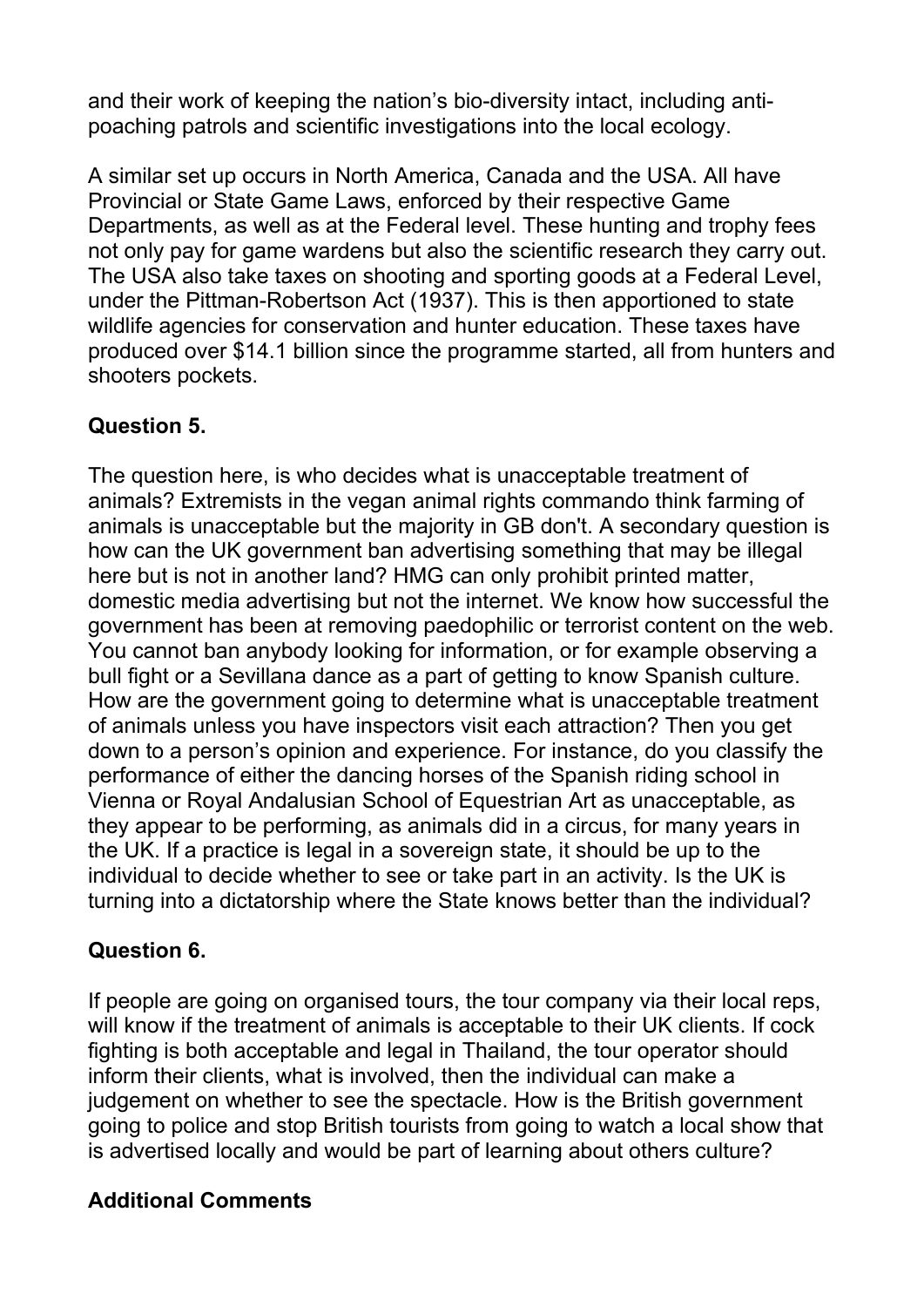and their work of keeping the nation's bio-diversity intact, including anti-poaching patrols and scientific investigations into the local ecology.

A similar set up occurs in North America, Canada and the USA. All have Provincial or State Game Laws, enforced by their respective Game Departments, as well as at the Federal level. These hunting and trophy fees not only pay for game wardens but also the scientific research they carry out. The USA also take taxes on shooting and sporting goods at a Federal Level, under the Pittman-Robertson Act (1937). This is then apportioned to state wildlife agencies for conservation and hunter education. These taxes have produced over $14.1 billion since the programme started, all from hunters and shooters pockets.

**Question 5.**

The question here, is who decides what is unacceptable treatment of animals? Extremists in the vegan animal rights commando think farming of animals is unacceptable but the majority in GB don't. A secondary question is how can the UK government ban advertising something that may be illegal here but is not in another land? HMG can only prohibit printed matter, domestic media advertising but not the internet. We know how successful the government has been at removing paedophilic or terrorist content on the web. You cannot ban anybody looking for information, or for example observing a bull fight or a Sevillana dance as a part of getting to know Spanish culture. How are the government going to determine what is unacceptable treatment of animals unless you have inspectors visit each attraction? Then you get down to a person's opinion and experience. For instance, do you classify the performance of either the dancing horses of the Spanish riding school in Vienna or Royal Andalusian School of Equestrian Art as unacceptable, as they appear to be performing, as animals did in a circus, for many years in the UK. If a practice is legal in a sovereign state, it should be up to the individual to decide whether to see or take part in an activity. Is the UK is turning into a dictatorship where the State knows better than the individual?

**Question 6.**

If people are going on organised tours, the tour company via their local reps, will know if the treatment of animals is acceptable to their UK clients. If cock fighting is both acceptable and legal in Thailand, the tour operator should inform their clients, what is involved, then the individual can make a judgement on whether to see the spectacle. How is the British government going to police and stop British tourists from going to watch a local show that is advertised locally and would be part of learning about others culture?

**Additional Comments**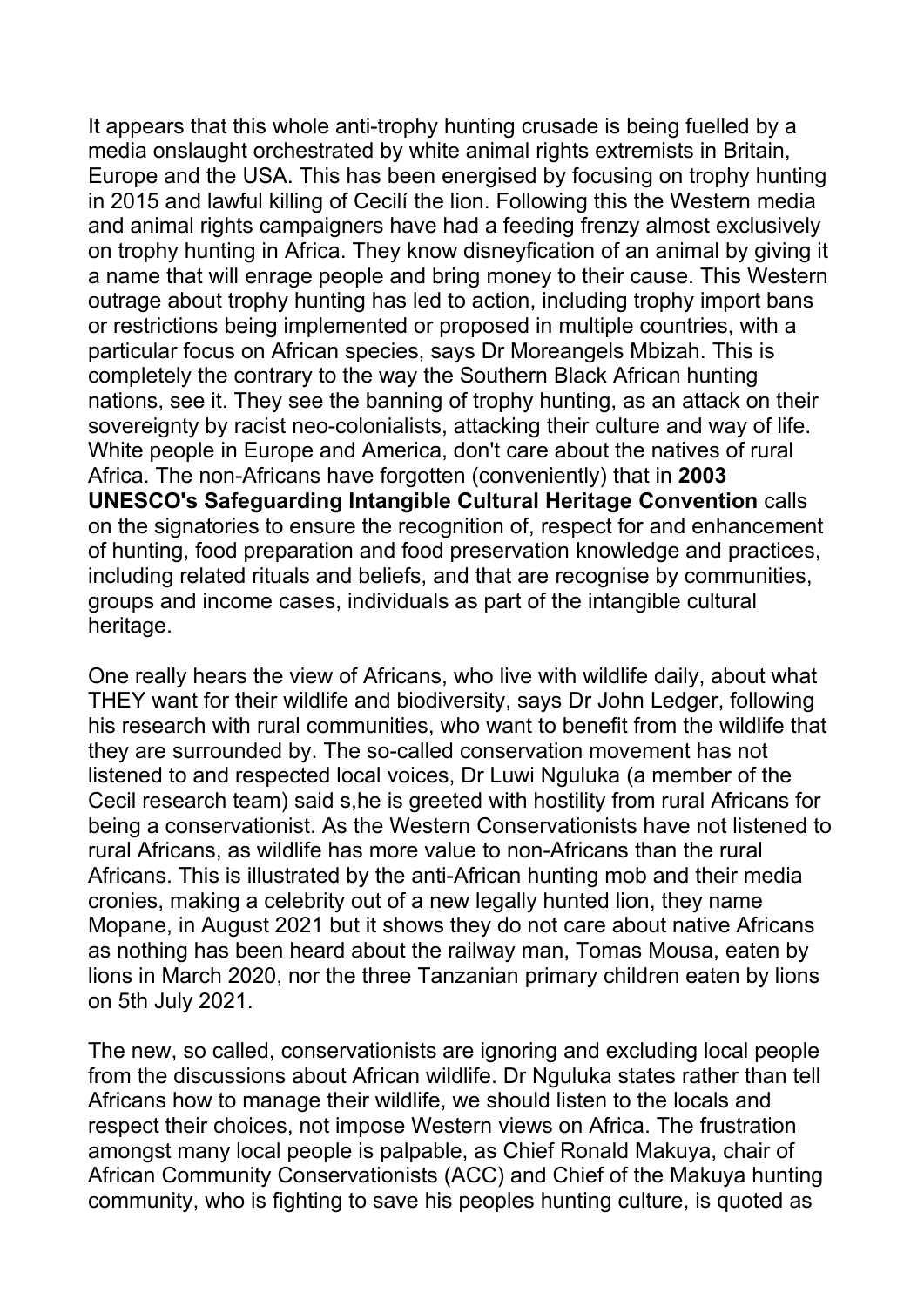It appears that this whole anti-trophy hunting crusade is being fuelled by a media onslaught orchestrated by white animal rights extremists in Britain, Europe and the USA. This has been energised by focusing on trophy hunting in 2015 and lawful killing of Cecilí the lion. Following this the Western media and animal rights campaigners have had a feeding frenzy almost exclusively on trophy hunting in Africa. They know disneyfication of an animal by giving it a name that will enrage people and bring money to their cause. This Western outrage about trophy hunting has led to action, including trophy import bans or restrictions being implemented or proposed in multiple countries, with a particular focus on African species, says Dr Moreangels Mbizah. This is completely the contrary to the way the Southern Black African hunting nations, see it. They see the banning of trophy hunting, as an attack on their sovereignty by racist neo-colonialists, attacking their culture and way of life. White people in Europe and America, don't care about the natives of rural Africa. The non-Africans have forgotten (conveniently) that in **2003 UNESCO's Safeguarding Intangible Cultural Heritage Convention** calls on the signatories to ensure the recognition of, respect for and enhancement of hunting, food preparation and food preservation knowledge and practices, including related rituals and beliefs, and that are recognise by communities, groups and income cases, individuals as part of the intangible cultural heritage.

One really hears the view of Africans, who live with wildlife daily, about what THEY want for their wildlife and biodiversity, says Dr John Ledger, following his research with rural communities, who want to benefit from the wildlife that they are surrounded by. The so-called conservation movement has not listened to and respected local voices, Dr Luwi Nguluka (a member of the Cecil research team) said s,he is greeted with hostility from rural Africans for being a conservationist. As the Western Conservationists have not listened to rural Africans, as wildlife has more value to non-Africans than the rural Africans. This is illustrated by the anti-African hunting mob and their media cronies, making a celebrity out of a new legally hunted lion, they name Mopane, in August 2021 but it shows they do not care about native Africans as nothing has been heard about the railway man, Tomas Mousa, eaten by lions in March 2020, nor the three Tanzanian primary children eaten by lions on 5th July 2021.

The new, so called, conservationists are ignoring and excluding local people from the discussions about African wildlife. Dr Nguluka states rather than tell Africans how to manage their wildlife, we should listen to the locals and respect their choices, not impose Western views on Africa. The frustration amongst many local people is palpable, as Chief Ronald Makuya, chair of African Community Conservationists (ACC) and Chief of the Makuya hunting community, who is fighting to save his peoples hunting culture, is quoted as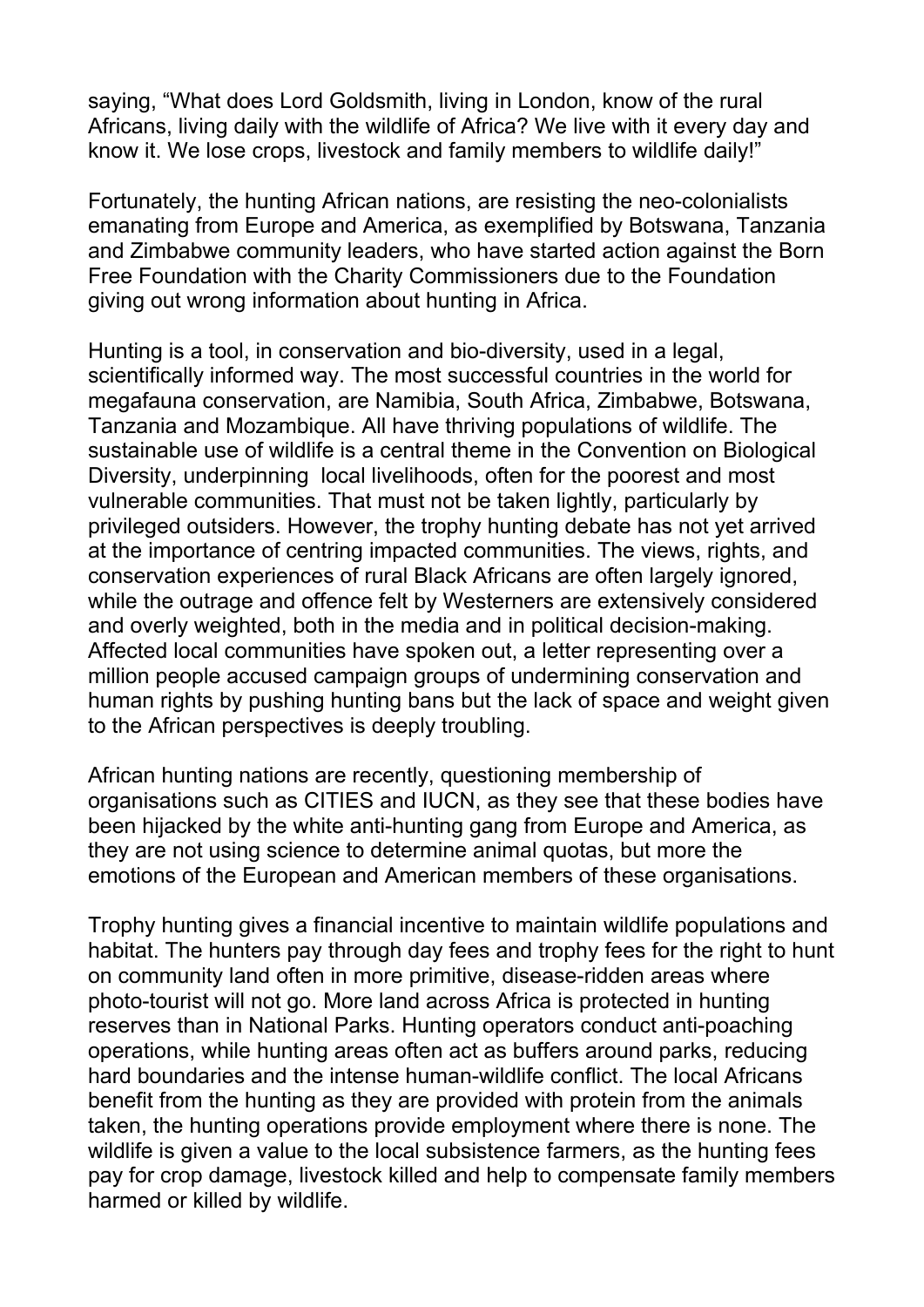saying, "What does Lord Goldsmith, living in London, know of the rural Africans, living daily with the wildlife of Africa? We live with it every day and know it. We lose crops, livestock and family members to wildlife daily!"

Fortunately, the hunting African nations, are resisting the neo-colonialists emanating from Europe and America, as exemplified by Botswana, Tanzania and Zimbabwe community leaders, who have started action against the Born Free Foundation with the Charity Commissioners due to the Foundation giving out wrong information about hunting in Africa.

Hunting is a tool, in conservation and bio-diversity, used in a legal, scientifically informed way. The most successful countries in the world for megafauna conservation, are Namibia, South Africa, Zimbabwe, Botswana, Tanzania and Mozambique. All have thriving populations of wildlife. The sustainable use of wildlife is a central theme in the Convention on Biological Diversity, underpinning local livelihoods, often for the poorest and most vulnerable communities. That must not be taken lightly, particularly by privileged outsiders. However, the trophy hunting debate has not yet arrived at the importance of centring impacted communities. The views, rights, and conservation experiences of rural Black Africans are often largely ignored, while the outrage and offence felt by Westerners are extensively considered and overly weighted, both in the media and in political decision-making. Affected local communities have spoken out, a letter representing over a million people accused campaign groups of undermining conservation and human rights by pushing hunting bans but the lack of space and weight given to the African perspectives is deeply troubling.

African hunting nations are recently, questioning membership of organisations such as CITIES and IUCN, as they see that these bodies have been hijacked by the white anti-hunting gang from Europe and America, as they are not using science to determine animal quotas, but more the emotions of the European and American members of these organisations.

Trophy hunting gives a financial incentive to maintain wildlife populations and habitat. The hunters pay through day fees and trophy fees for the right to hunt on community land often in more primitive, disease-ridden areas where photo-tourist will not go. More land across Africa is protected in hunting reserves than in National Parks. Hunting operators conduct anti-poaching operations, while hunting areas often act as buffers around parks, reducing hard boundaries and the intense human-wildlife conflict. The local Africans benefit from the hunting as they are provided with protein from the animals taken, the hunting operations provide employment where there is none. The wildlife is given a value to the local subsistence farmers, as the hunting fees pay for crop damage, livestock killed and help to compensate family members harmed or killed by wildlife.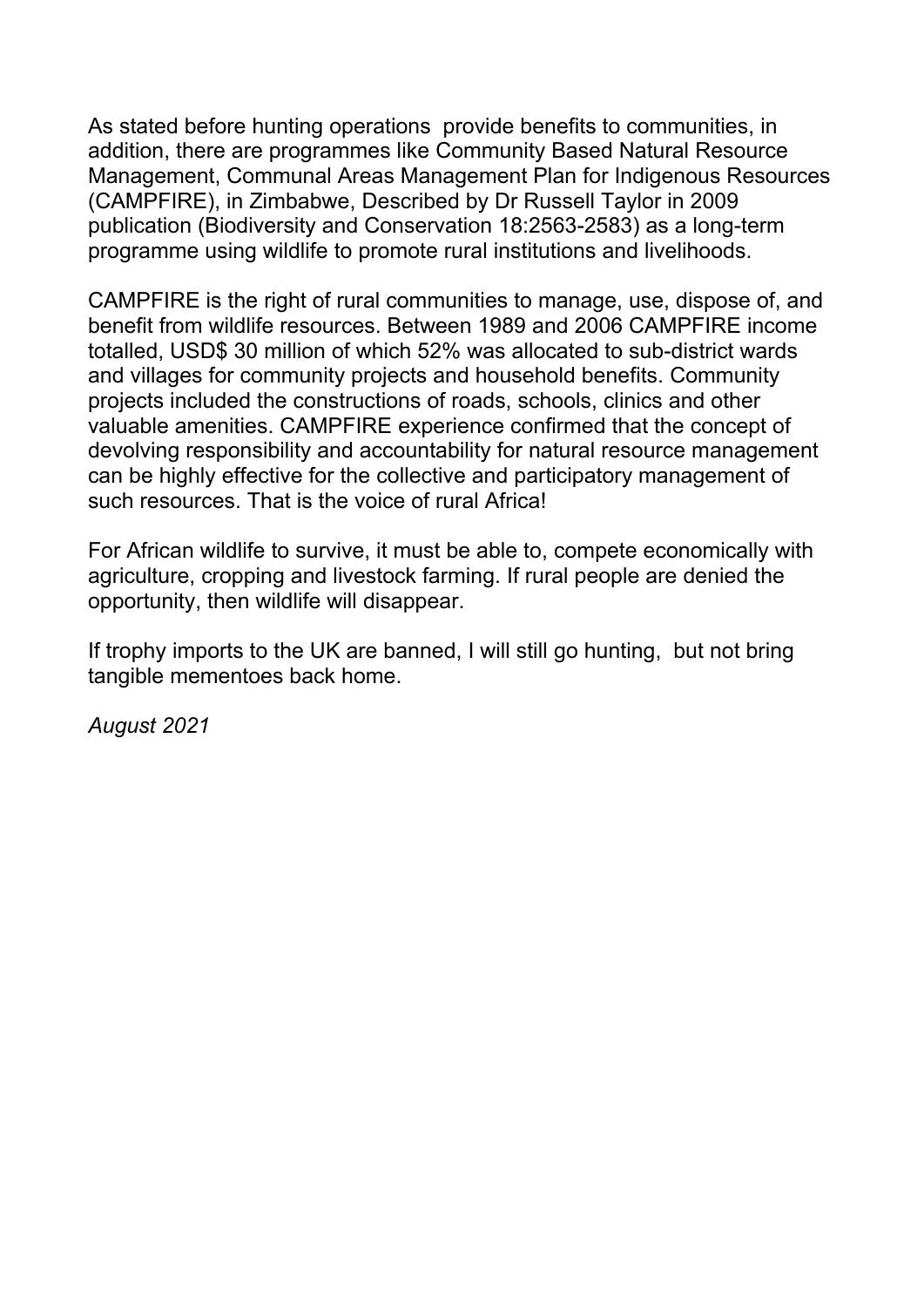As stated before hunting operations provide benefits to communities, in addition, there are programmes like Community Based Natural Resource Management, Communal Areas Management Plan for Indigenous Resources (CAMPFIRE), in Zimbabwe, Described by Dr Russell Taylor in 2009 publication (Biodiversity and Conservation 18:2563-2583) as a long-term programme using wildlife to promote rural institutions and livelihoods.

CAMPFIRE is the right of rural communities to manage, use, dispose of, and benefit from wildlife resources. Between 1989 and 2006 CAMPFIRE income totalled, USD$ 30 million of which 52% was allocated to sub-district wards and villages for community projects and household benefits. Community projects included the constructions of roads, schools, clinics and other valuable amenities. CAMPFIRE experience confirmed that the concept of devolving responsibility and accountability for natural resource management can be highly effective for the collective and participatory management of such resources. That is the voice of rural Africa!

For African wildlife to survive, it must be able to, compete economically with agriculture, cropping and livestock farming. If rural people are denied the opportunity, then wildlife will disappear.

If trophy imports to the UK are banned, I will still go hunting, but not bring tangible mementoes back home.

*August 2021*